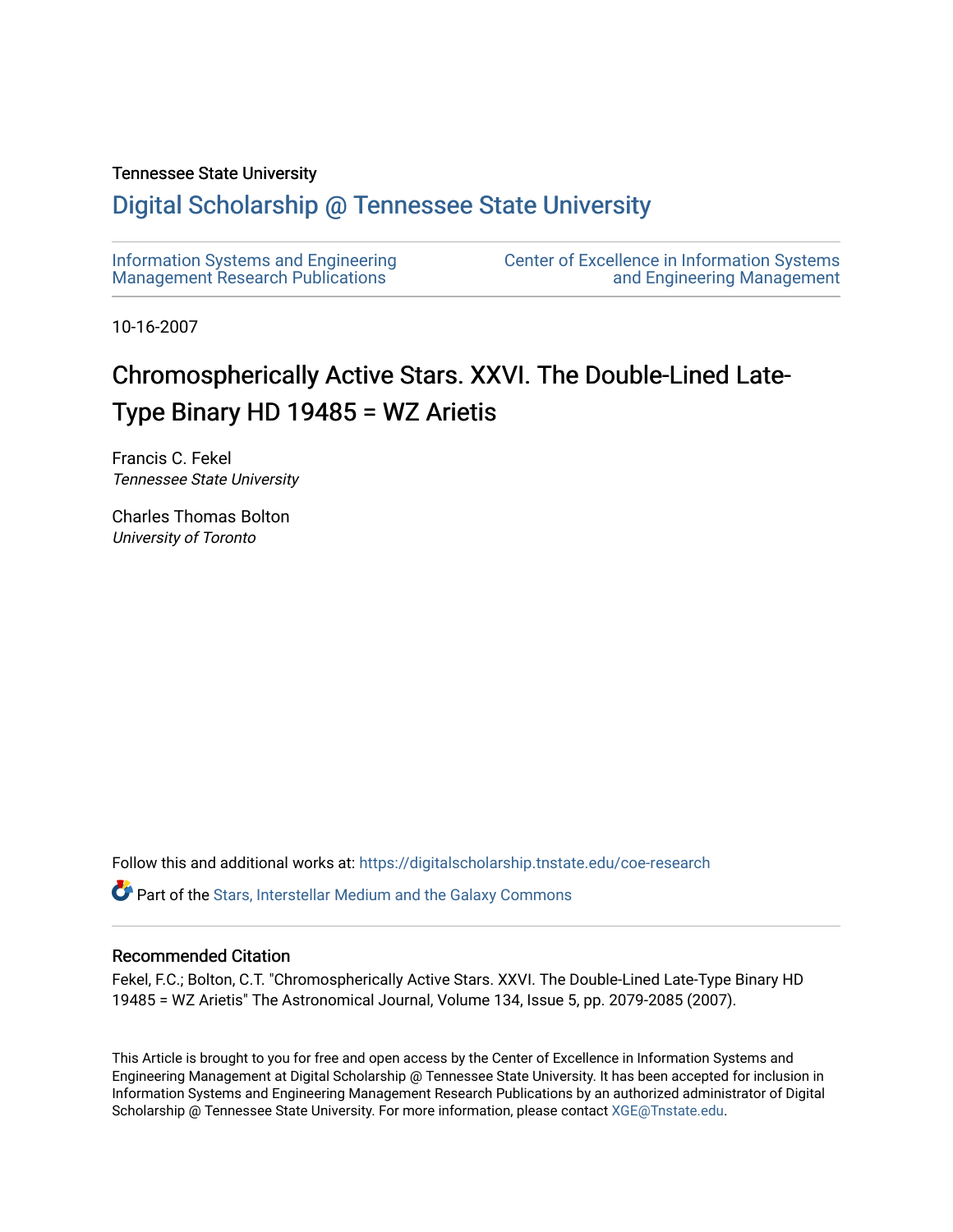Tennessee State University

# Digital Scholarship @ Tennessee State University

Information Systems and Engineering Management Research Publications

Center of Excellence in Information Systems and Engineering Management

10-16-2007

## Chromospherically Active Stars. XXVI. The Double-Lined Late-Type Binary HD 19485 = WZ Arietis

Francis C. Fekel
*Tennessee State University*

Charles Thomas Bolton
*University of Toronto*

Follow this and additional works at: https://digitalscholarship.tnstate.edu/coe-research

Part of the Stars, Interstellar Medium and the Galaxy Commons

### Recommended Citation

Fekel, F.C.; Bolton, C.T. "Chromospherically Active Stars. XXVI. The Double-Lined Late-Type Binary HD 19485 = WZ Arietis" The Astronomical Journal, Volume 134, Issue 5, pp. 2079-2085 (2007).

This Article is brought to you for free and open access by the Center of Excellence in Information Systems and Engineering Management at Digital Scholarship @ Tennessee State University. It has been accepted for inclusion in Information Systems and Engineering Management Research Publications by an authorized administrator of Digital Scholarship @ Tennessee State University. For more information, please contact XGE@Tnstate.edu.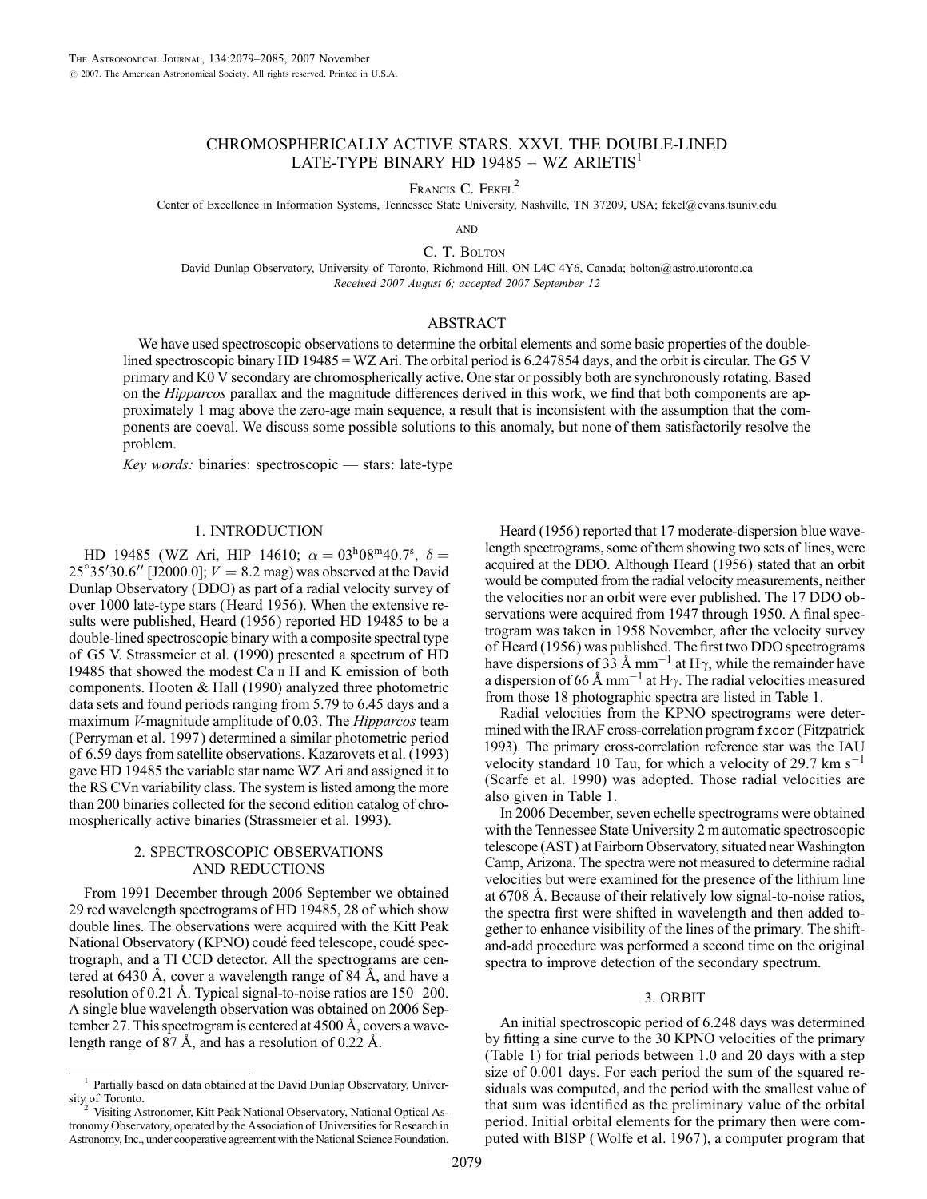# CHROMOSPHERICALLY ACTIVE STARS. XXVI. THE DOUBLE-LINED LATE-TYPE BINARY HD 19485 = WZ ARIETIS[1]

Francis C. Fekel[2]

Center of Excellence in Information Systems, Tennessee State University, Nashville, TN 37209, USA; fekel@evans.tsuniv.edu

AND

C. T. Bolton

David Dunlap Observatory, University of Toronto, Richmond Hill, ON L4C 4Y6, Canada; bolton@astro.utoronto.ca

*Received 2007 August 6; accepted 2007 September 12*

## ABSTRACT

We have used spectroscopic observations to determine the orbital elements and some basic properties of the double-lined spectroscopic binary HD 19485 = WZ Ari. The orbital period is 6.247854 days, and the orbit is circular. The G5 V primary and K0 V secondary are chromospherically active. One star or possibly both are synchronously rotating. Based on the *Hipparcos* parallax and the magnitude differences derived in this work, we find that both components are approximately 1 mag above the zero-age main sequence, a result that is inconsistent with the assumption that the components are coeval. We discuss some possible solutions to this anomaly, but none of them satisfactorily resolve the problem.

*Key words:* binaries: spectroscopic — stars: late-type

## 1. INTRODUCTION

HD 19485 (WZ Ari, HIP 14610; $\alpha = 03^{\rm h}08^{\rm m}40.7^{\rm s}$, $\delta = 25^\circ35'30.6''$ [J2000.0]; $V = 8.2$ mag) was observed at the David Dunlap Observatory (DDO) as part of a radial velocity survey of over 1000 late-type stars (Heard 1956). When the extensive results were published, Heard (1956) reported HD 19485 to be a double-lined spectroscopic binary with a composite spectral type of G5 V. Strassmeier et al. (1990) presented a spectrum of HD 19485 that showed the modest Ca II H and K emission of both components. Hooten & Hall (1990) analyzed three photometric data sets and found periods ranging from 5.79 to 6.45 days and a maximum *V*-magnitude amplitude of 0.03. The *Hipparcos* team (Perryman et al. 1997) determined a similar photometric period of 6.59 days from satellite observations. Kazarovets et al. (1993) gave HD 19485 the variable star name WZ Ari and assigned it to the RS CVn variability class. The system is listed among the more than 200 binaries collected for the second edition catalog of chromospherically active binaries (Strassmeier et al. 1993).

## 2. SPECTROSCOPIC OBSERVATIONS AND REDUCTIONS

From 1991 December through 2006 September we obtained 29 red wavelength spectrograms of HD 19485, 28 of which show double lines. The observations were acquired with the Kitt Peak National Observatory (KPNO) coudé feed telescope, coudé spectrograph, and a TI CCD detector. All the spectrograms are centered at 6430 Å, cover a wavelength range of 84 Å, and have a resolution of 0.21 Å. Typical signal-to-noise ratios are 150–200. A single blue wavelength observation was obtained on 2006 September 27. This spectrogram is centered at 4500 Å, covers a wavelength range of 87 Å, and has a resolution of 0.22 Å.

Heard (1956) reported that 17 moderate-dispersion blue wavelength spectrograms, some of them showing two sets of lines, were acquired at the DDO. Although Heard (1956) stated that an orbit would be computed from the radial velocity measurements, neither the velocities nor an orbit were ever published. The 17 DDO observations were acquired from 1947 through 1950. A final spectrogram was taken in 1958 November, after the velocity survey of Heard (1956) was published. The first two DDO spectrograms have dispersions of 33 Å mm$^{-1}$ at H$\gamma$, while the remainder have a dispersion of 66 Å mm$^{-1}$ at H$\gamma$. The radial velocities measured from those 18 photographic spectra are listed in Table 1.

Radial velocities from the KPNO spectrograms were determined with the IRAF cross-correlation program fxcor (Fitzpatrick 1993). The primary cross-correlation reference star was the IAU velocity standard 10 Tau, for which a velocity of 29.7 km s$^{-1}$ (Scarfe et al. 1990) was adopted. Those radial velocities are also given in Table 1.

In 2006 December, seven echelle spectrograms were obtained with the Tennessee State University 2 m automatic spectroscopic telescope (AST) at Fairborn Observatory, situated near Washington Camp, Arizona. The spectra were not measured to determine radial velocities but were examined for the presence of the lithium line at 6708 Å. Because of their relatively low signal-to-noise ratios, the spectra first were shifted in wavelength and then added together to enhance visibility of the lines of the primary. The shift-and-add procedure was performed a second time on the original spectra to improve detection of the secondary spectrum.

## 3. ORBIT

An initial spectroscopic period of 6.248 days was determined by fitting a sine curve to the 30 KPNO velocities of the primary (Table 1) for trial periods between 1.0 and 20 days with a step size of 0.001 days. For each period the sum of the squared residuals was computed, and the period with the smallest value of that sum was identified as the preliminary value of the orbital period. Initial orbital elements for the primary then were computed with BISP (Wolfe et al. 1967), a computer program that

---

[1] Partially based on data obtained at the David Dunlap Observatory, University of Toronto.

[2] Visiting Astronomer, Kitt Peak National Observatory, National Optical Astronomy Observatory, operated by the Association of Universities for Research in Astronomy, Inc., under cooperative agreement with the National Science Foundation.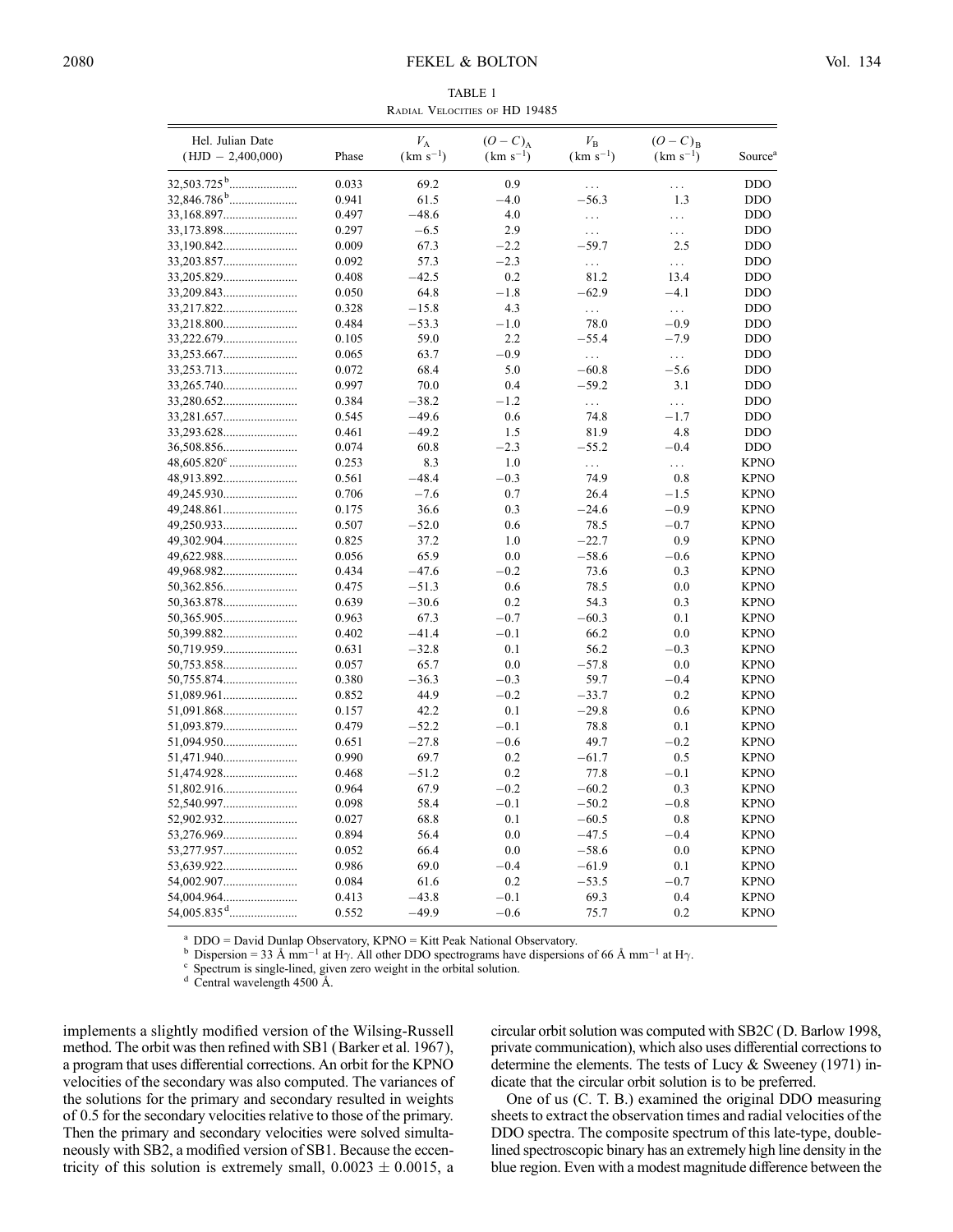TABLE 1

Radial Velocities of HD 19485

| Hel. Julian Date (HJD − 2,400,000) | Phase | $V_A$ (km s$^{-1}$) | $(O-C)_A$ (km s$^{-1}$) | $V_B$ (km s$^{-1}$) | $(O-C)_B$ (km s$^{-1}$) | Source[a] |
|---|---|---|---|---|---|---|
| 32,503.725[b] | 0.033 | 69.2 | 0.9 | ... | ... | DDO |
| 32,846.786[b] | 0.941 | 61.5 | −4.0 | −56.3 | 1.3 | DDO |
| 33,168.897 | 0.497 | −48.6 | 4.0 | ... | ... | DDO |
| 33,173.898 | 0.297 | −6.5 | 2.9 | ... | ... | DDO |
| 33,190.842 | 0.009 | 67.3 | −2.2 | −59.7 | 2.5 | DDO |
| 33,203.857 | 0.092 | 57.3 | −2.3 | ... | ... | DDO |
| 33,205.829 | 0.408 | −42.5 | 0.2 | 81.2 | 13.4 | DDO |
| 33,209.843 | 0.050 | 64.8 | −1.8 | −62.9 | −4.1 | DDO |
| 33,217.822 | 0.328 | −15.8 | 4.3 | ... | ... | DDO |
| 33,218.800 | 0.484 | −53.3 | −1.0 | 78.0 | −0.9 | DDO |
| 33,222.679 | 0.105 | 59.0 | 2.2 | −55.4 | −7.9 | DDO |
| 33,253.667 | 0.065 | 63.7 | −0.9 | ... | ... | DDO |
| 33,253.713 | 0.072 | 68.4 | 5.0 | −60.8 | −5.6 | DDO |
| 33,265.740 | 0.997 | 70.0 | 0.4 | −59.2 | 3.1 | DDO |
| 33,280.652 | 0.384 | −38.2 | −1.2 | ... | ... | DDO |
| 33,281.657 | 0.545 | −49.6 | 0.6 | 74.8 | −1.7 | DDO |
| 33,293.628 | 0.461 | −49.2 | 1.5 | 81.9 | 4.8 | DDO |
| 36,508.856 | 0.074 | 60.8 | −2.3 | −55.2 | −0.4 | DDO |
| 48,605.820[c] | 0.253 | 8.3 | 1.0 | ... | ... | KPNO |
| 48,913.892 | 0.561 | −48.4 | −0.3 | 74.9 | 0.8 | KPNO |
| 49,245.930 | 0.706 | −7.6 | 0.7 | 26.4 | −1.5 | KPNO |
| 49,248.861 | 0.175 | 36.6 | 0.3 | −24.6 | −0.9 | KPNO |
| 49,250.933 | 0.507 | −52.0 | 0.6 | 78.5 | −0.7 | KPNO |
| 49,302.904 | 0.825 | 37.2 | 1.0 | −22.7 | 0.9 | KPNO |
| 49,622.988 | 0.056 | 65.9 | 0.0 | −58.6 | −0.6 | KPNO |
| 49,968.982 | 0.434 | −47.6 | −0.2 | 73.6 | 0.3 | KPNO |
| 50,362.856 | 0.475 | −51.3 | 0.6 | 78.5 | 0.0 | KPNO |
| 50,363.878 | 0.639 | −30.6 | 0.2 | 54.3 | 0.3 | KPNO |
| 50,365.905 | 0.963 | 67.3 | −0.7 | −60.3 | 0.1 | KPNO |
| 50,399.882 | 0.402 | −41.4 | −0.1 | 66.2 | 0.0 | KPNO |
| 50,719.959 | 0.631 | −32.8 | 0.1 | 56.2 | −0.3 | KPNO |
| 50,753.858 | 0.057 | 65.7 | 0.0 | −57.8 | 0.0 | KPNO |
| 50,755.874 | 0.380 | −36.3 | −0.3 | 59.7 | −0.4 | KPNO |
| 51,089.961 | 0.852 | 44.9 | −0.2 | −33.7 | 0.2 | KPNO |
| 51,091.868 | 0.157 | 42.2 | 0.1 | −29.8 | 0.6 | KPNO |
| 51,093.879 | 0.479 | −52.2 | −0.1 | 78.8 | 0.1 | KPNO |
| 51,094.950 | 0.651 | −27.8 | −0.6 | 49.7 | −0.2 | KPNO |
| 51,471.940 | 0.990 | 69.7 | 0.2 | −61.7 | 0.5 | KPNO |
| 51,474.928 | 0.468 | −51.2 | 0.2 | 77.8 | −0.1 | KPNO |
| 51,802.916 | 0.964 | 67.9 | −0.2 | −60.2 | 0.3 | KPNO |
| 52,540.997 | 0.098 | 58.4 | −0.1 | −50.2 | −0.8 | KPNO |
| 52,902.932 | 0.027 | 68.8 | 0.1 | −60.5 | 0.8 | KPNO |
| 53,276.969 | 0.894 | 56.4 | 0.0 | −47.5 | −0.4 | KPNO |
| 53,277.957 | 0.052 | 66.4 | 0.0 | −58.6 | 0.0 | KPNO |
| 53,639.922 | 0.986 | 69.0 | −0.4 | −61.9 | 0.1 | KPNO |
| 54,002.907 | 0.084 | 61.6 | 0.2 | −53.5 | −0.7 | KPNO |
| 54,004.964 | 0.413 | −43.8 | −0.1 | 69.3 | 0.4 | KPNO |
| 54,005.835[d] | 0.552 | −49.9 | −0.6 | 75.7 | 0.2 | KPNO |

[a] DDO = David Dunlap Observatory, KPNO = Kitt Peak National Observatory.

[b] Dispersion = 33 Å mm$^{-1}$ at H$\gamma$. All other DDO spectrograms have dispersions of 66 Å mm$^{-1}$ at H$\gamma$.

[c] Spectrum is single-lined, given zero weight in the orbital solution.

[d] Central wavelength 4500 Å.

implements a slightly modified version of the Wilsing-Russell method. The orbit was then refined with SB1 (Barker et al. 1967), a program that uses differential corrections. An orbit for the KPNO velocities of the secondary was also computed. The variances of the solutions for the primary and secondary resulted in weights of 0.5 for the secondary velocities relative to those of the primary. Then the primary and secondary velocities were solved simultaneously with SB2, a modified version of SB1. Because the eccentricity of this solution is extremely small, $0.0023 \pm 0.0015$, a circular orbit solution was computed with SB2C (D. Barlow 1998, private communication), which also uses differential corrections to determine the elements. The tests of Lucy & Sweeney (1971) indicate that the circular orbit solution is to be preferred.

One of us (C. T. B.) examined the original DDO measuring sheets to extract the observation times and radial velocities of the DDO spectra. The composite spectrum of this late-type, double-lined spectroscopic binary has an extremely high line density in the blue region. Even with a modest magnitude difference between the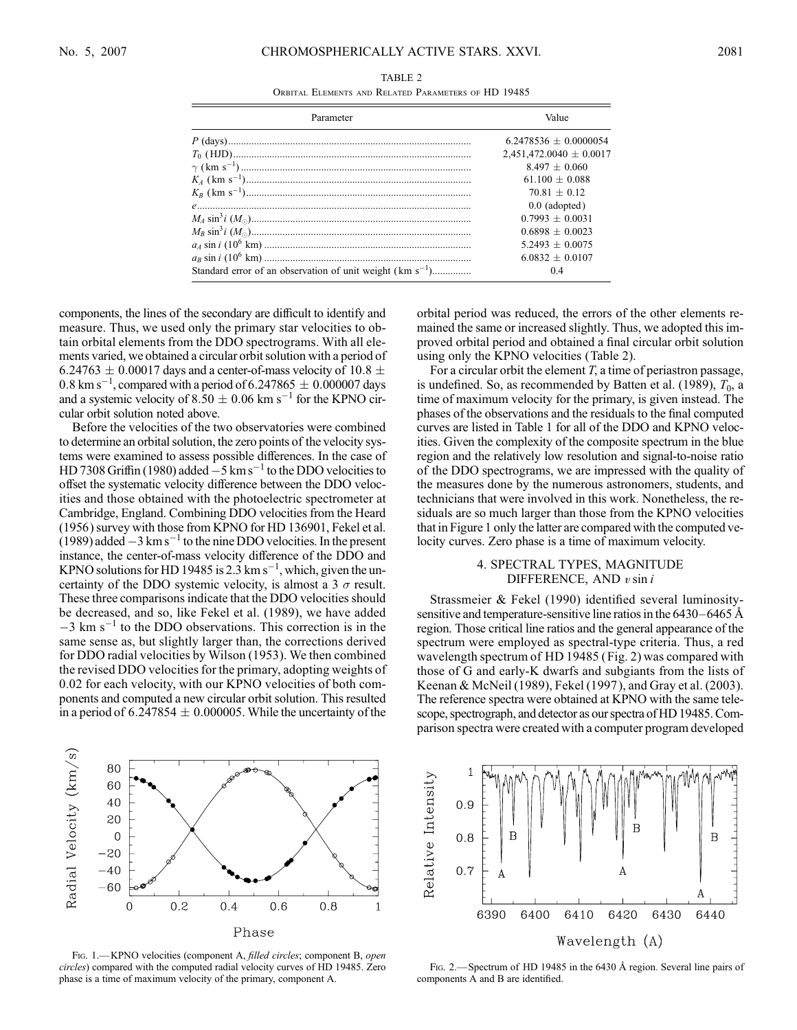TABLE 2

Orbital Elements and Related Parameters of HD 19485

| Parameter | Value |
| --- | --- |
| $P$ (days) | 6.2478536 ± 0.0000054 |
| $T_0$ (HJD) | 2,451,472.0040 ± 0.0017 |
| $\gamma$ (km s$^{-1}$) | 8.497 ± 0.060 |
| $K_A$ (km s$^{-1}$) | 61.100 ± 0.088 |
| $K_B$ (km s$^{-1}$) | 70.81 ± 0.12 |
| $e$ | 0.0 (adopted) |
| $M_A \sin^3 i$ ($M_\odot$) | 0.7993 ± 0.0031 |
| $M_B \sin^3 i$ ($M_\odot$) | 0.6898 ± 0.0023 |
| $a_A \sin i$ ($10^6$ km) | 5.2493 ± 0.0075 |
| $a_B \sin i$ ($10^6$ km) | 6.0832 ± 0.0107 |
| Standard error of an observation of unit weight (km s$^{-1}$) | 0.4 |

components, the lines of the secondary are difficult to identify and measure. Thus, we used only the primary star velocities to obtain orbital elements from the DDO spectrograms. With all elements varied, we obtained a circular orbit solution with a period of 6.24763 ± 0.00017 days and a center-of-mass velocity of 10.8 ± 0.8 km s$^{-1}$, compared with a period of 6.247865 ± 0.000007 days and a systemic velocity of 8.50 ± 0.06 km s$^{-1}$ for the KPNO circular orbit solution noted above.

Before the velocities of the two observatories were combined to determine an orbital solution, the zero points of the velocity systems were examined to assess possible differences. In the case of HD 7308 Griffin (1980) added −5 km s$^{-1}$ to the DDO velocities to offset the systematic velocity difference between the DDO velocities and those obtained with the photoelectric spectrometer at Cambridge, England. Combining DDO velocities from the Heard (1956) survey with those from KPNO for HD 136901, Fekel et al. (1989) added −3 km s$^{-1}$ to the nine DDO velocities. In the present instance, the center-of-mass velocity difference of the DDO and KPNO solutions for HD 19485 is 2.3 km s$^{-1}$, which, given the uncertainty of the DDO systemic velocity, is almost a 3 $\sigma$ result. These three comparisons indicate that the DDO velocities should be decreased, and so, like Fekel et al. (1989), we have added −3 km s$^{-1}$ to the DDO observations. This correction is in the same sense as, but slightly larger than, the corrections derived for DDO radial velocities by Wilson (1953). We then combined the revised DDO velocities for the primary, adopting weights of 0.02 for each velocity, with our KPNO velocities of both components and computed a new circular orbit solution. This resulted in a period of 6.247854 ± 0.000005. While the uncertainty of the orbital period was reduced, the errors of the other elements remained the same or increased slightly. Thus, we adopted this improved orbital period and obtained a final circular orbit solution using only the KPNO velocities (Table 2).

For a circular orbit the element $T$, a time of periastron passage, is undefined. So, as recommended by Batten et al. (1989), $T_0$, a time of maximum velocity for the primary, is given instead. The phases of the observations and the residuals to the final computed curves are listed in Table 1 for all of the DDO and KPNO velocities. Given the complexity of the composite spectrum in the blue region and the relatively low resolution and signal-to-noise ratio of the DDO spectrograms, we are impressed with the quality of the measures done by the numerous astronomers, students, and technicians that were involved in this work. Nonetheless, the residuals are so much larger than those from the KPNO velocities that in Figure 1 only the latter are compared with the computed velocity curves. Zero phase is a time of maximum velocity.

## 4. SPECTRAL TYPES, MAGNITUDE DIFFERENCE, AND $v \sin i$

Strassmeier & Fekel (1990) identified several luminosity-sensitive and temperature-sensitive line ratios in the 6430–6465 Å region. Those critical line ratios and the general appearance of the spectrum were employed as spectral-type criteria. Thus, a red wavelength spectrum of HD 19485 (Fig. 2) was compared with those of G and early-K dwarfs and subgiants from the lists of Keenan & McNeil (1989), Fekel (1997), and Gray et al. (2003). The reference spectra were obtained at KPNO with the same telescope, spectrograph, and detector as our spectra of HD 19485. Comparison spectra were created with a computer program developed

Fig. 1.—KPNO velocities (component A, *filled circles*; component B, *open circles*) compared with the computed radial velocity curves of HD 19485. Zero phase is a time of maximum velocity of the primary, component A.

Fig. 2.—Spectrum of HD 19485 in the 6430 Å region. Several line pairs of components A and B are identified.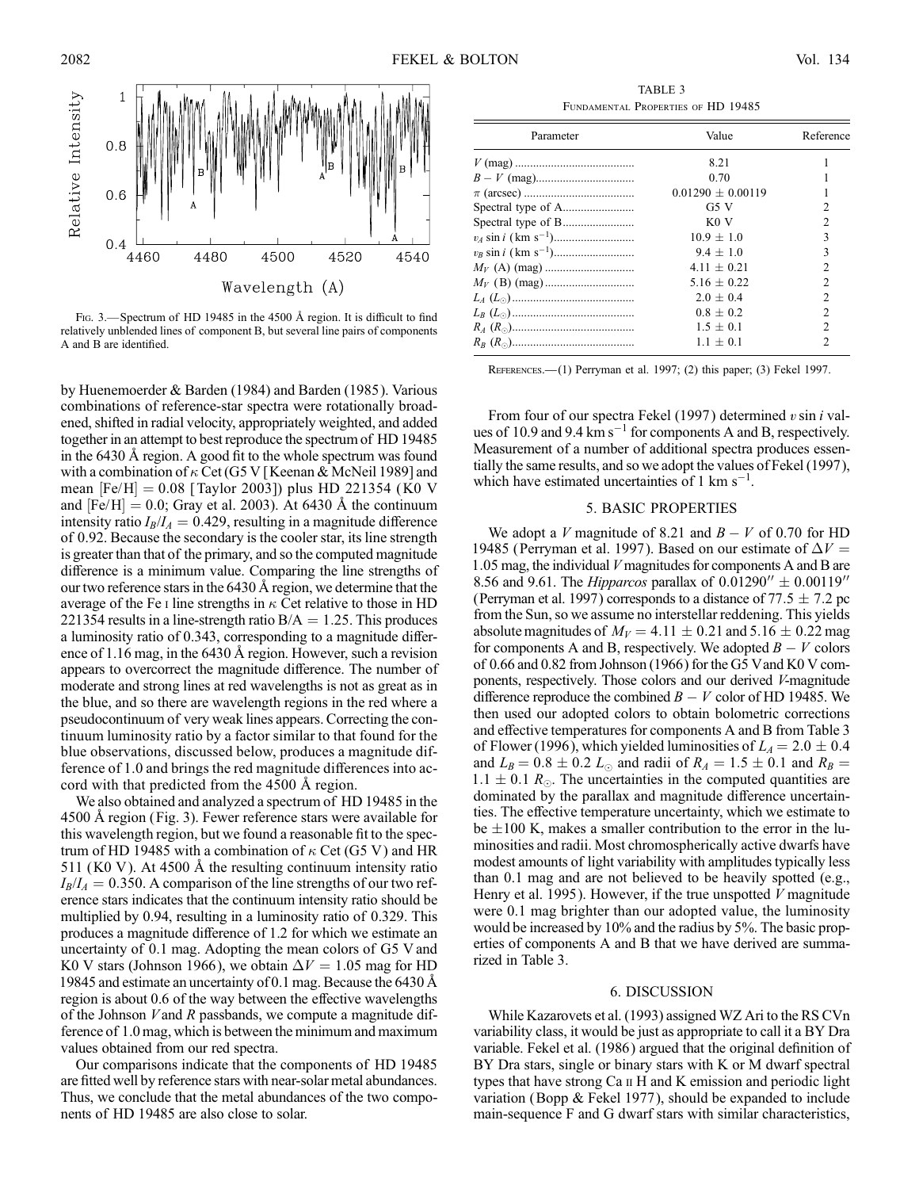Fig. 3.—Spectrum of HD 19485 in the 4500 Å region. It is difficult to find relatively unblended lines of component B, but several line pairs of components A and B are identified.

by Huenemoerder & Barden (1984) and Barden (1985). Various combinations of reference-star spectra were rotationally broadened, shifted in radial velocity, appropriately weighted, and added together in an attempt to best reproduce the spectrum of HD 19485 in the 6430 Å region. A good fit to the whole spectrum was found with a combination of $\kappa$ Cet (G5 V [Keenan & McNeil 1989] and mean [Fe/H] = 0.08 [Taylor 2003]) plus HD 221354 (K0 V and [Fe/H] = 0.0; Gray et al. 2003). At 6430 Å the continuum intensity ratio $I_B/I_A = 0.429$, resulting in a magnitude difference of 0.92. Because the secondary is the cooler star, its line strength is greater than that of the primary, and so the computed magnitude difference is a minimum value. Comparing the line strengths of our two reference stars in the 6430 Å region, we determine that the average of the Fe I line strengths in $\kappa$ Cet relative to those in HD 221354 results in a line-strength ratio B/A = 1.25. This produces a luminosity ratio of 0.343, corresponding to a magnitude difference of 1.16 mag, in the 6430 Å region. However, such a revision appears to overcorrect the magnitude difference. The number of moderate and strong lines at red wavelengths is not as great as in the blue, and so there are wavelength regions in the red where a pseudocontinuum of very weak lines appears. Correcting the continuum luminosity ratio by a factor similar to that found for the blue observations, discussed below, produces a magnitude difference of 1.0 and brings the red magnitude differences into accord with that predicted from the 4500 Å region.

We also obtained and analyzed a spectrum of HD 19485 in the 4500 Å region (Fig. 3). Fewer reference stars were available for this wavelength region, but we found a reasonable fit to the spectrum of HD 19485 with a combination of $\kappa$ Cet (G5 V) and HR 511 (K0 V). At 4500 Å the resulting continuum intensity ratio $I_B/I_A = 0.350$. A comparison of the line strengths of our two reference stars indicates that the continuum intensity ratio should be multiplied by 0.94, resulting in a luminosity ratio of 0.329. This produces a magnitude difference of 1.2 for which we estimate an uncertainty of 0.1 mag. Adopting the mean colors of G5 V and K0 V stars (Johnson 1966), we obtain $\Delta V = 1.05$ mag for HD 19845 and estimate an uncertainty of 0.1 mag. Because the 6430 Å region is about 0.6 of the way between the effective wavelengths of the Johnson $V$ and $R$ passbands, we compute a magnitude difference of 1.0 mag, which is between the minimum and maximum values obtained from our red spectra.

Our comparisons indicate that the components of HD 19485 are fitted well by reference stars with near-solar metal abundances. Thus, we conclude that the metal abundances of the two components of HD 19485 are also close to solar.

TABLE 3

Fundamental Properties of HD 19485

| Parameter | Value | Reference |
|---|---|---|
| $V$ (mag) | 8.21 | 1 |
| $B - V$ (mag) | 0.70 | 1 |
| $\pi$ (arcsec) | $0.01290 \pm 0.00119$ | 1 |
| Spectral type of A | G5 V | 2 |
| Spectral type of B | K0 V | 2 |
| $v_A \sin i$ (km s$^{-1}$) | $10.9 \pm 1.0$ | 3 |
| $v_B \sin i$ (km s$^{-1}$) | $9.4 \pm 1.0$ | 3 |
| $M_V$ (A) (mag) | $4.11 \pm 0.21$ | 2 |
| $M_V$ (B) (mag) | $5.16 \pm 0.22$ | 2 |
| $L_A$ ($L_\odot$) | $2.0 \pm 0.4$ | 2 |
| $L_B$ ($L_\odot$) | $0.8 \pm 0.2$ | 2 |
| $R_A$ ($R_\odot$) | $1.5 \pm 0.1$ | 2 |
| $R_B$ ($R_\odot$) | $1.1 \pm 0.1$ | 2 |

References.—(1) Perryman et al. 1997; (2) this paper; (3) Fekel 1997.

From four of our spectra Fekel (1997) determined $v \sin i$ values of 10.9 and 9.4 km s$^{-1}$ for components A and B, respectively. Measurement of a number of additional spectra produces essentially the same results, and so we adopt the values of Fekel (1997), which have estimated uncertainties of 1 km s$^{-1}$.

## 5. BASIC PROPERTIES

We adopt a $V$ magnitude of 8.21 and $B - V$ of 0.70 for HD 19485 (Perryman et al. 1997). Based on our estimate of $\Delta V = 1.05$ mag, the individual $V$ magnitudes for components A and B are 8.56 and 9.61. The *Hipparcos* parallax of $0.01290'' \pm 0.00119''$ (Perryman et al. 1997) corresponds to a distance of $77.5 \pm 7.2$ pc from the Sun, so we assume no interstellar reddening. This yields absolute magnitudes of $M_V = 4.11 \pm 0.21$ and $5.16 \pm 0.22$ mag for components A and B, respectively. We adopted $B - V$ colors of 0.66 and 0.82 from Johnson (1966) for the G5 V and K0 V components, respectively. Those colors and our derived $V$-magnitude difference reproduce the combined $B - V$ color of HD 19485. We then used our adopted colors to obtain bolometric corrections and effective temperatures for components A and B from Table 3 of Flower (1996), which yielded luminosities of $L_A = 2.0 \pm 0.4$ and $L_B = 0.8 \pm 0.2$ $L_\odot$ and radii of $R_A = 1.5 \pm 0.1$ and $R_B = 1.1 \pm 0.1$ $R_\odot$. The uncertainties in the computed quantities are dominated by the parallax and magnitude difference uncertainties. The effective temperature uncertainty, which we estimate to be $\pm 100$ K, makes a smaller contribution to the error in the luminosities and radii. Most chromospherically active dwarfs have modest amounts of light variability with amplitudes typically less than 0.1 mag and are not believed to be heavily spotted (e.g., Henry et al. 1995). However, if the true unspotted $V$ magnitude were 0.1 mag brighter than our adopted value, the luminosity would be increased by 10% and the radius by 5%. The basic properties of components A and B that we have derived are summarized in Table 3.

## 6. DISCUSSION

While Kazarovets et al. (1993) assigned WZ Ari to the RS CVn variability class, it would be just as appropriate to call it a BY Dra variable. Fekel et al. (1986) argued that the original definition of BY Dra stars, single or binary stars with K or M dwarf spectral types that have strong Ca II H and K emission and periodic light variation (Bopp & Fekel 1977), should be expanded to include main-sequence F and G dwarf stars with similar characteristics,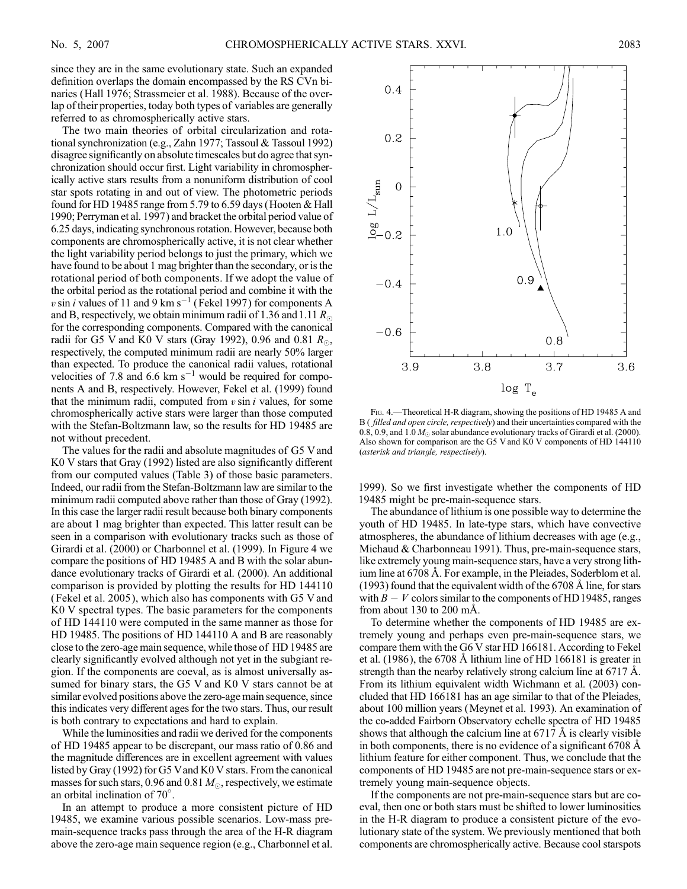since they are in the same evolutionary state. Such an expanded definition overlaps the domain encompassed by the RS CVn binaries (Hall 1976; Strassmeier et al. 1988). Because of the overlap of their properties, today both types of variables are generally referred to as chromospherically active stars.

The two main theories of orbital circularization and rotational synchronization (e.g., Zahn 1977; Tassoul & Tassoul 1992) disagree significantly on absolute timescales but do agree that synchronization should occur first. Light variability in chromospherically active stars results from a nonuniform distribution of cool star spots rotating in and out of view. The photometric periods found for HD 19485 range from 5.79 to 6.59 days (Hooten & Hall 1990; Perryman et al. 1997) and bracket the orbital period value of 6.25 days, indicating synchronous rotation. However, because both components are chromospherically active, it is not clear whether the light variability period belongs to just the primary, which we have found to be about 1 mag brighter than the secondary, or is the rotational period of both components. If we adopt the value of the orbital period as the rotational period and combine it with the $v \sin i$ values of 11 and 9 km $s^{-1}$ (Fekel 1997) for components A and B, respectively, we obtain minimum radii of 1.36 and 1.11 $R_\odot$ for the corresponding components. Compared with the canonical radii for G5 V and K0 V stars (Gray 1992), 0.96 and 0.81 $R_\odot$, respectively, the computed minimum radii are nearly 50% larger than expected. To produce the canonical radii values, rotational velocities of 7.8 and 6.6 km $s^{-1}$ would be required for components A and B, respectively. However, Fekel et al. (1999) found that the minimum radii, computed from $v \sin i$ values, for some chromospherically active stars were larger than those computed with the Stefan-Boltzmann law, so the results for HD 19485 are not without precedent.

The values for the radii and absolute magnitudes of G5 V and K0 V stars that Gray (1992) listed are also significantly different from our computed values (Table 3) of those basic parameters. Indeed, our radii from the Stefan-Boltzmann law are similar to the minimum radii computed above rather than those of Gray (1992). In this case the larger radii result because both binary components are about 1 mag brighter than expected. This latter result can be seen in a comparison with evolutionary tracks such as those of Girardi et al. (2000) or Charbonnel et al. (1999). In Figure 4 we compare the positions of HD 19485 A and B with the solar abundance evolutionary tracks of Girardi et al. (2000). An additional comparison is provided by plotting the results for HD 144110 (Fekel et al. 2005), which also has components with G5 V and K0 V spectral types. The basic parameters for the components of HD 144110 were computed in the same manner as those for HD 19485. The positions of HD 144110 A and B are reasonably close to the zero-age main sequence, while those of HD 19485 are clearly significantly evolved although not yet in the subgiant region. If the components are coeval, as is almost universally assumed for binary stars, the G5 V and K0 V stars cannot be at similar evolved positions above the zero-age main sequence, since this indicates very different ages for the two stars. Thus, our result is both contrary to expectations and hard to explain.

While the luminosities and radii we derived for the components of HD 19485 appear to be discrepant, our mass ratio of 0.86 and the magnitude differences are in excellent agreement with values listed by Gray (1992) for G5 V and K0 V stars. From the canonical masses for such stars, 0.96 and 0.81 $M_\odot$, respectively, we estimate an orbital inclination of 70°.

In an attempt to produce a more consistent picture of HD 19485, we examine various possible scenarios. Low-mass pre-main-sequence tracks pass through the area of the H-R diagram above the zero-age main sequence region (e.g., Charbonnel et al. 1999). So we first investigate whether the components of HD 19485 might be pre-main-sequence stars.

Fig. 4.—Theoretical H-R diagram, showing the positions of HD 19485 A and B (*filled and open circle, respectively*) and their uncertainties compared with the 0.8, 0.9, and 1.0 $M_\odot$ solar abundance evolutionary tracks of Girardi et al. (2000). Also shown for comparison are the G5 V and K0 V components of HD 144110 (*asterisk and triangle, respectively*).

The abundance of lithium is one possible way to determine the youth of HD 19485. In late-type stars, which have convective atmospheres, the abundance of lithium decreases with age (e.g., Michaud & Charbonneau 1991). Thus, pre-main-sequence stars, like extremely young main-sequence stars, have a very strong lithium line at 6708 Å. For example, in the Pleiades, Soderblom et al. (1993) found that the equivalent width of the 6708 Å line, for stars with $B - V$ colors similar to the components of HD 19485, ranges from about 130 to 200 mÅ.

To determine whether the components of HD 19485 are extremely young and perhaps even pre-main-sequence stars, we compare them with the G6 V star HD 166181. According to Fekel et al. (1986), the 6708 Å lithium line of HD 166181 is greater in strength than the nearby relatively strong calcium line at 6717 Å. From its lithium equivalent width Wichmann et al. (2003) concluded that HD 166181 has an age similar to that of the Pleiades, about 100 million years (Meynet et al. 1993). An examination of the co-added Fairborn Observatory echelle spectra of HD 19485 shows that although the calcium line at 6717 Å is clearly visible in both components, there is no evidence of a significant 6708 Å lithium feature for either component. Thus, we conclude that the components of HD 19485 are not pre-main-sequence stars or extremely young main-sequence objects.

If the components are not pre-main-sequence stars but are coeval, then one or both stars must be shifted to lower luminosities in the H-R diagram to produce a consistent picture of the evolutionary state of the system. We previously mentioned that both components are chromospherically active. Because cool starspots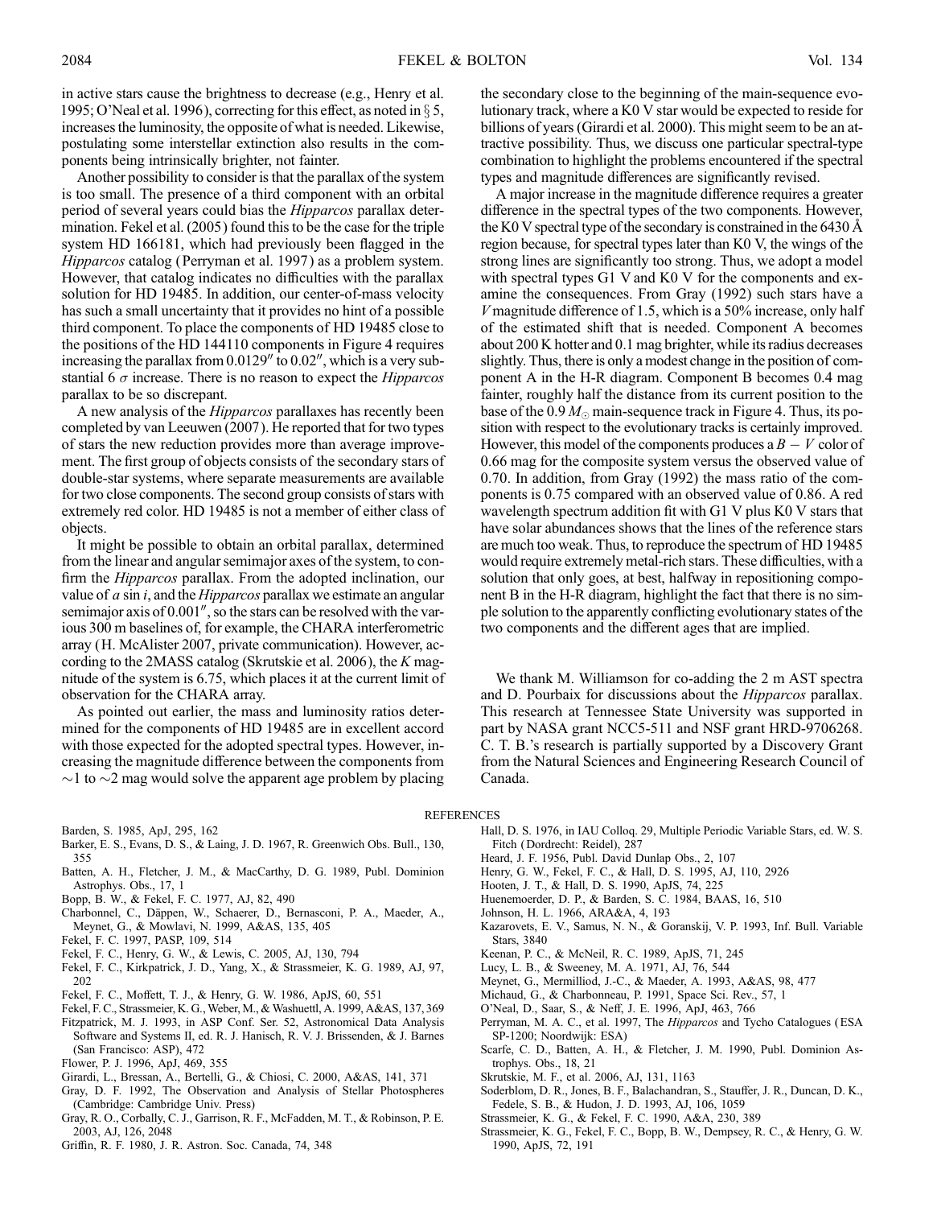in active stars cause the brightness to decrease (e.g., Henry et al. 1995; O'Neal et al. 1996), correcting for this effect, as noted in § 5, increases the luminosity, the opposite of what is needed. Likewise, postulating some interstellar extinction also results in the components being intrinsically brighter, not fainter.

Another possibility to consider is that the parallax of the system is too small. The presence of a third component with an orbital period of several years could bias the *Hipparcos* parallax determination. Fekel et al. (2005) found this to be the case for the triple system HD 166181, which had previously been flagged in the *Hipparcos* catalog (Perryman et al. 1997) as a problem system. However, that catalog indicates no difficulties with the parallax solution for HD 19485. In addition, our center-of-mass velocity has such a small uncertainty that it provides no hint of a possible third component. To place the components of HD 19485 close to the positions of the HD 144110 components in Figure 4 requires increasing the parallax from 0.0129″ to 0.02″, which is a very substantial 6 $\sigma$ increase. There is no reason to expect the *Hipparcos* parallax to be so discrepant.

A new analysis of the *Hipparcos* parallaxes has recently been completed by van Leeuwen (2007). He reported that for two types of stars the new reduction provides more than average improvement. The first group of objects consists of the secondary stars of double-star systems, where separate measurements are available for two close components. The second group consists of stars with extremely red color. HD 19485 is not a member of either class of objects.

It might be possible to obtain an orbital parallax, determined from the linear and angular semimajor axes of the system, to confirm the *Hipparcos* parallax. From the adopted inclination, our value of $a \sin i$, and the *Hipparcos* parallax we estimate an angular semimajor axis of 0.001″, so the stars can be resolved with the various 300 m baselines of, for example, the CHARA interferometric array (H. McAlister 2007, private communication). However, according to the 2MASS catalog (Skrutskie et al. 2006), the $K$ magnitude of the system is 6.75, which places it at the current limit of observation for the CHARA array.

As pointed out earlier, the mass and luminosity ratios determined for the components of HD 19485 are in excellent accord with those expected for the adopted spectral types. However, increasing the magnitude difference between the components from ~1 to ~2 mag would solve the apparent age problem by placing the secondary close to the beginning of the main-sequence evolutionary track, where a K0 V star would be expected to reside for billions of years (Girardi et al. 2000). This might seem to be an attractive possibility. Thus, we discuss one particular spectral-type combination to highlight the problems encountered if the spectral types and magnitude differences are significantly revised.

A major increase in the magnitude difference requires a greater difference in the spectral types of the two components. However, the K0 V spectral type of the secondary is constrained in the 6430 Å region because, for spectral types later than K0 V, the wings of the strong lines are significantly too strong. Thus, we adopt a model with spectral types G1 V and K0 V for the components and examine the consequences. From Gray (1992) such stars have a $V$ magnitude difference of 1.5, which is a 50% increase, only half of the estimated shift that is needed. Component A becomes about 200 K hotter and 0.1 mag brighter, while its radius decreases slightly. Thus, there is only a modest change in the position of component A in the H-R diagram. Component B becomes 0.4 mag fainter, roughly half the distance from its current position to the base of the 0.9 $M_\odot$ main-sequence track in Figure 4. Thus, its position with respect to the evolutionary tracks is certainly improved. However, this model of the components produces a $B-V$ color of 0.66 mag for the composite system versus the observed value of 0.70. In addition, from Gray (1992) the mass ratio of the components is 0.75 compared with an observed value of 0.86. A red wavelength spectrum addition fit with G1 V plus K0 V stars that have solar abundances shows that the lines of the reference stars are much too weak. Thus, to reproduce the spectrum of HD 19485 would require extremely metal-rich stars. These difficulties, with a solution that only goes, at best, halfway in repositioning component B in the H-R diagram, highlight the fact that there is no simple solution to the apparently conflicting evolutionary states of the two components and the different ages that are implied.

We thank M. Williamson for co-adding the 2 m AST spectra and D. Pourbaix for discussions about the *Hipparcos* parallax. This research at Tennessee State University was supported in part by NASA grant NCC5-511 and NSF grant HRD-9706268. C. T. B.'s research is partially supported by a Discovery Grant from the Natural Sciences and Engineering Research Council of Canada.

## REFERENCES

Barden, S. 1985, ApJ, 295, 162
Barker, E. S., Evans, D. S., & Laing, J. D. 1967, R. Greenwich Obs. Bull., 130, 355
Batten, A. H., Fletcher, J. M., & MacCarthy, D. G. 1989, Publ. Dominion Astrophys. Obs., 17, 1
Bopp, B. W., & Fekel, F. C. 1977, AJ, 82, 490
Charbonnel, C., Däppen, W., Schaerer, D., Bernasconi, P. A., Maeder, A., Meynet, G., & Mowlavi, N. 1999, A&AS, 135, 405
Fekel, F. C. 1997, PASP, 109, 514
Fekel, F. C., Henry, G. W., & Lewis, C. 2005, AJ, 130, 794
Fekel, F. C., Kirkpatrick, J. D., Yang, X., & Strassmeier, K. G. 1989, AJ, 97, 202
Fekel, F. C., Moffett, T. J., & Henry, G. W. 1986, ApJS, 60, 551
Fekel, F. C., Strassmeier, K. G., Weber, M., & Washuettl, A. 1999, A&AS, 137, 369
Fitzpatrick, M. J. 1993, in ASP Conf. Ser. 52, Astronomical Data Analysis Software and Systems II, ed. R. J. Hanisch, R. V. J. Brissenden, & J. Barnes (San Francisco: ASP), 472
Flower, P. J. 1996, ApJ, 469, 355
Girardi, L., Bressan, A., Bertelli, G., & Chiosi, C. 2000, A&AS, 141, 371
Gray, D. F. 1992, The Observation and Analysis of Stellar Photospheres (Cambridge: Cambridge Univ. Press)
Gray, R. O., Corbally, C. J., Garrison, R. F., McFadden, M. T., & Robinson, P. E. 2003, AJ, 126, 2048
Griffin, R. F. 1980, J. R. Astron. Soc. Canada, 74, 348
Hall, D. S. 1976, in IAU Colloq. 29, Multiple Periodic Variable Stars, ed. W. S. Fitch (Dordrecht: Reidel), 287
Heard, J. F. 1956, Publ. David Dunlap Obs., 2, 107
Henry, G. W., Fekel, F. C., & Hall, D. S. 1995, AJ, 110, 2926
Hooten, J. T., & Hall, D. S. 1990, ApJS, 74, 225
Huenemoerder, D. P., & Barden, S. C. 1984, BAAS, 16, 510
Johnson, H. L. 1966, ARA&A, 4, 193
Kazarovets, E. V., Samus, N. N., & Goranskij, V. P. 1993, Inf. Bull. Variable Stars, 3840
Keenan, P. C., & McNeil, R. C. 1989, ApJS, 71, 245
Lucy, L. B., & Sweeney, M. A. 1971, AJ, 76, 544
Meynet, G., Mermilliod, J.-C., & Maeder, A. 1993, A&AS, 98, 477
Michaud, G., & Charbonneau, P. 1991, Space Sci. Rev., 57, 1
O'Neal, D., Saar, S., & Neff, J. E. 1996, ApJ, 463, 766
Perryman, M. A. C., et al. 1997, The *Hipparcos* and Tycho Catalogues (ESA SP-1200; Noordwijk: ESA)
Scarfe, C. D., Batten, A. H., & Fletcher, J. M. 1990, Publ. Dominion Astrophys. Obs., 18, 21
Skrutskie, M. F., et al. 2006, AJ, 131, 1163
Soderblom, D. R., Jones, B. F., Balachandran, S., Stauffer, J. R., Duncan, D. K., Fedele, S. B., & Hudon, J. D. 1993, AJ, 106, 1059
Strassmeier, K. G., & Fekel, F. C. 1990, A&A, 230, 389
Strassmeier, K. G., Fekel, F. C., Bopp, B. W., Dempsey, R. C., & Henry, G. W. 1990, ApJS, 72, 191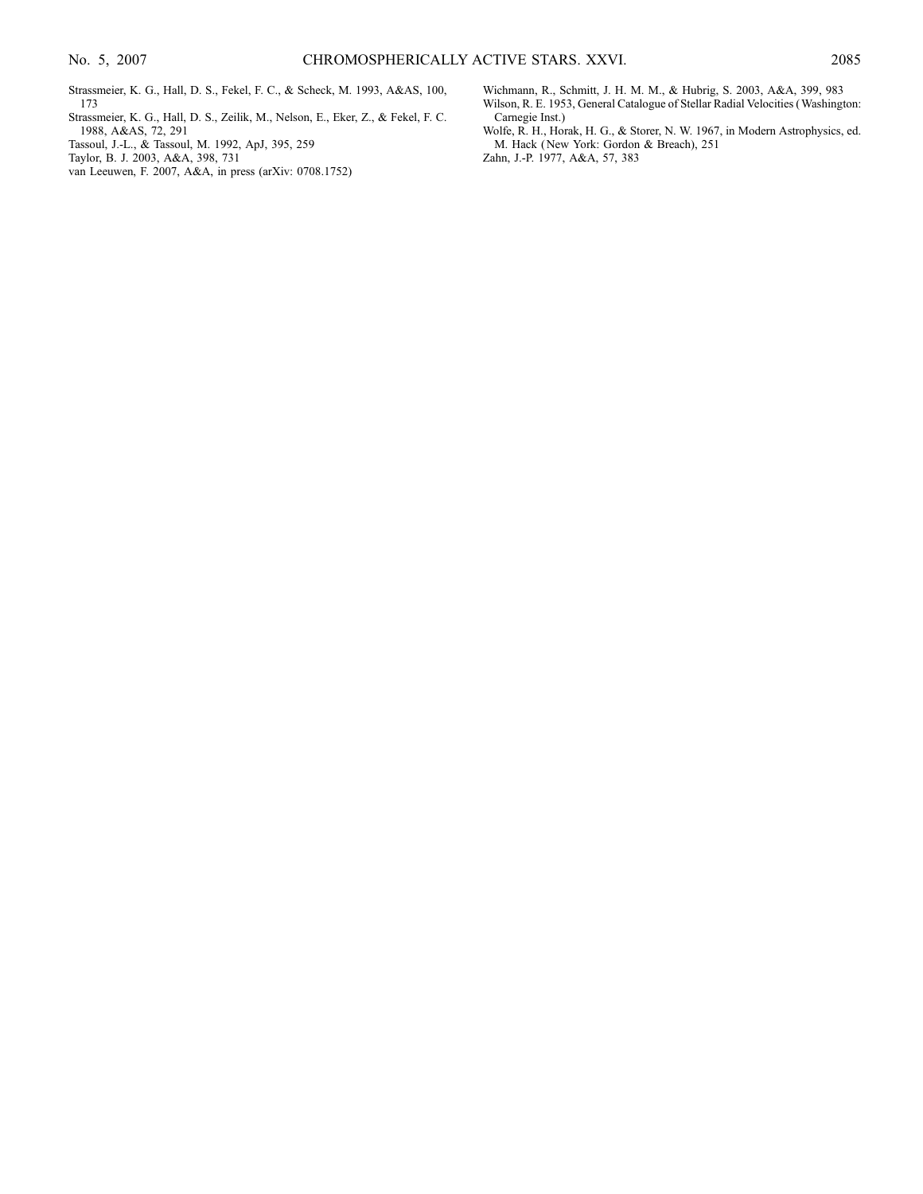Strassmeier, K. G., Hall, D. S., Fekel, F. C., & Scheck, M. 1993, A&AS, 100, 173

Strassmeier, K. G., Hall, D. S., Zeilik, M., Nelson, E., Eker, Z., & Fekel, F. C. 1988, A&AS, 72, 291

Tassoul, J.-L., & Tassoul, M. 1992, ApJ, 395, 259

Taylor, B. J. 2003, A&A, 398, 731

van Leeuwen, F. 2007, A&A, in press (arXiv: 0708.1752)

Wichmann, R., Schmitt, J. H. M. M., & Hubrig, S. 2003, A&A, 399, 983

Wilson, R. E. 1953, General Catalogue of Stellar Radial Velocities (Washington: Carnegie Inst.)

Wolfe, R. H., Horak, H. G., & Storer, N. W. 1967, in Modern Astrophysics, ed. M. Hack (New York: Gordon & Breach), 251

Zahn, J.-P. 1977, A&A, 57, 383